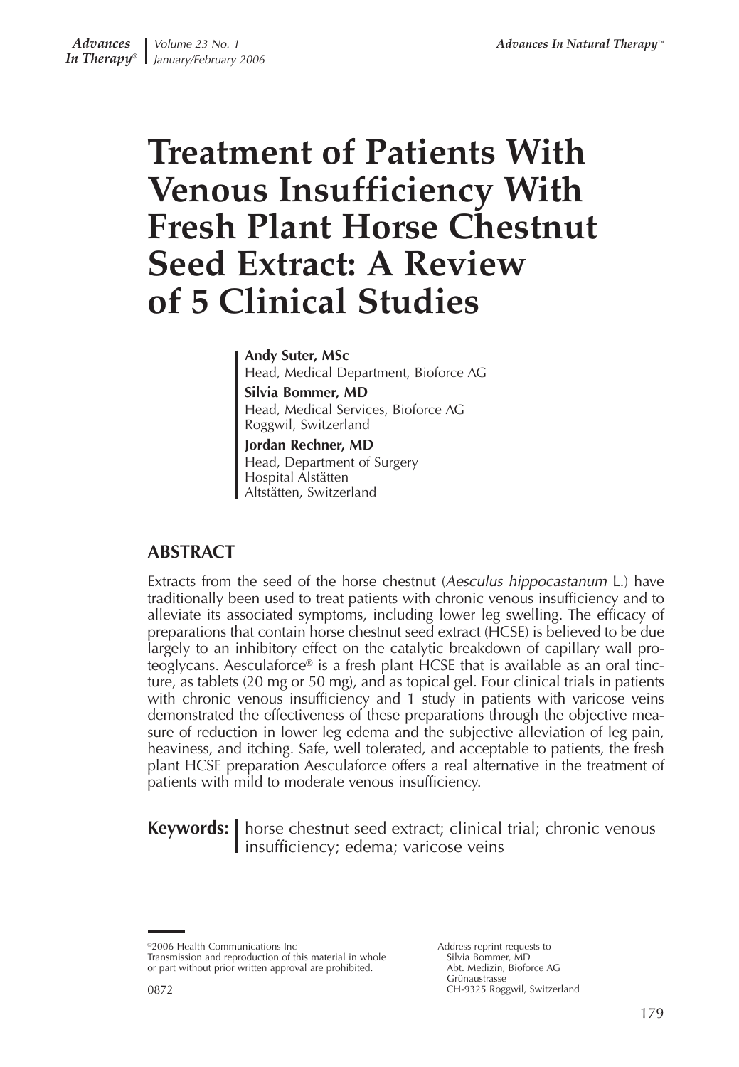# Treatment of Patients With Venous Insufficiency With Fresh Plant Horse Chestnut Seed Extract: A Review of 5 Clinical Studies

**Andy Suter, MSc**
Head, Medical Department, Bioforce AG

**Silvia Bommer, MD**
Head, Medical Services, Bioforce AG
Roggwil, Switzerland

**Jordan Rechner, MD**
Head, Department of Surgery
Hospital Alstätten
Altstätten, Switzerland

## ABSTRACT

Extracts from the seed of the horse chestnut (*Aesculus hippocastanum* L.) have traditionally been used to treat patients with chronic venous insufficiency and to alleviate its associated symptoms, including lower leg swelling. The efficacy of preparations that contain horse chestnut seed extract (HCSE) is believed to be due largely to an inhibitory effect on the catalytic breakdown of capillary wall proteoglycans. Aesculaforce® is a fresh plant HCSE that is available as an oral tincture, as tablets (20 mg or 50 mg), and as topical gel. Four clinical trials in patients with chronic venous insufficiency and 1 study in patients with varicose veins demonstrated the effectiveness of these preparations through the objective measure of reduction in lower leg edema and the subjective alleviation of leg pain, heaviness, and itching. Safe, well tolerated, and acceptable to patients, the fresh plant HCSE preparation Aesculaforce offers a real alternative in the treatment of patients with mild to moderate venous insufficiency.

**Keywords:** horse chestnut seed extract; clinical trial; chronic venous insufficiency; edema; varicose veins

©2006 Health Communications Inc
Transmission and reproduction of this material in whole or part without prior written approval are prohibited.

0872

Address reprint requests to
Silvia Bommer, MD
Abt. Medizin, Bioforce AG
Grünaustrasse
CH-9325 Roggwil, Switzerland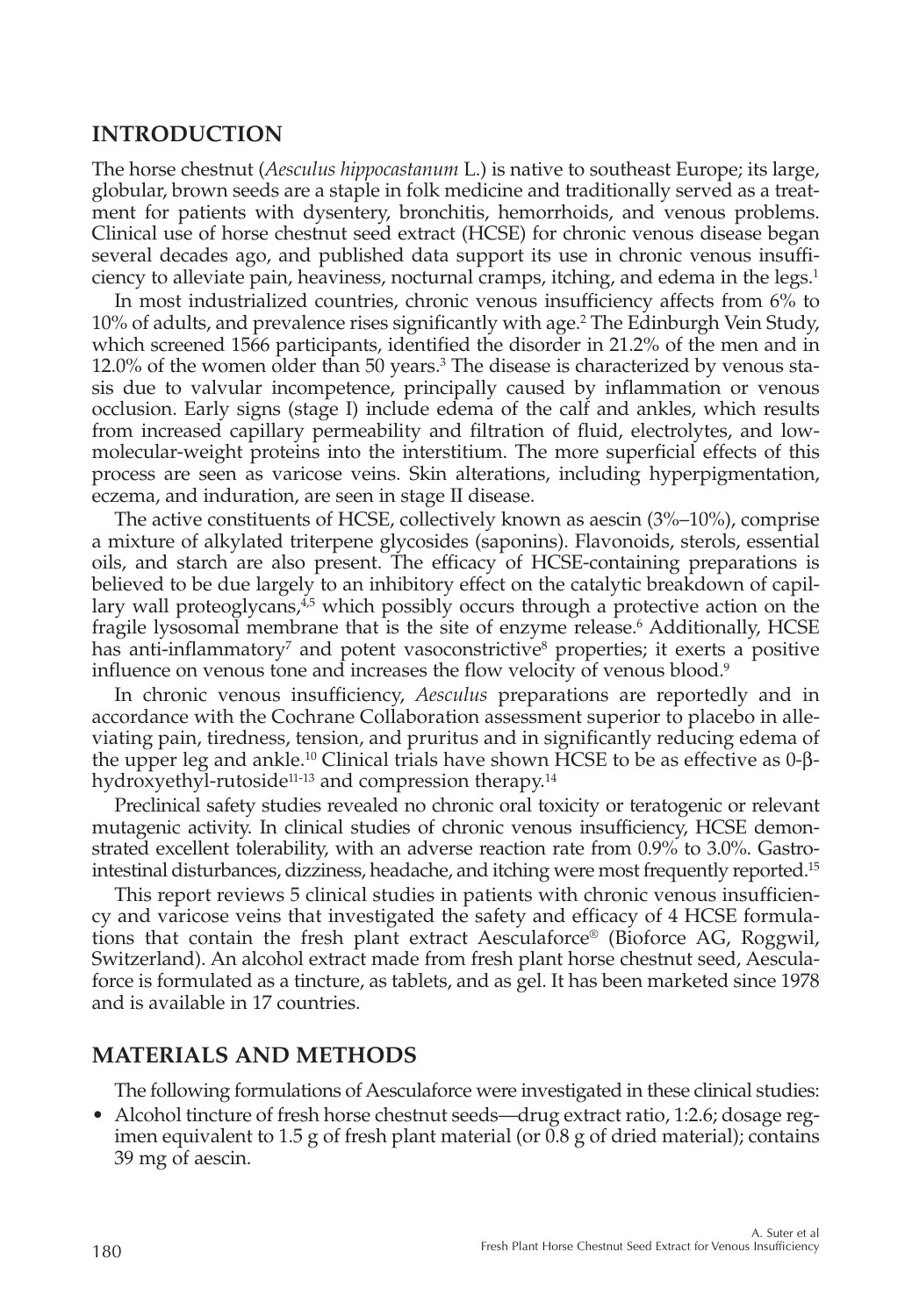## INTRODUCTION

The horse chestnut (*Aesculus hippocastanum* L.) is native to southeast Europe; its large, globular, brown seeds are a staple in folk medicine and traditionally served as a treatment for patients with dysentery, bronchitis, hemorrhoids, and venous problems. Clinical use of horse chestnut seed extract (HCSE) for chronic venous disease began several decades ago, and published data support its use in chronic venous insufficiency to alleviate pain, heaviness, nocturnal cramps, itching, and edema in the legs.[1]

In most industrialized countries, chronic venous insufficiency affects from 6% to 10% of adults, and prevalence rises significantly with age.[2] The Edinburgh Vein Study, which screened 1566 participants, identified the disorder in 21.2% of the men and in 12.0% of the women older than 50 years.[3] The disease is characterized by venous stasis due to valvular incompetence, principally caused by inflammation or venous occlusion. Early signs (stage I) include edema of the calf and ankles, which results from increased capillary permeability and filtration of fluid, electrolytes, and low-molecular-weight proteins into the interstitium. The more superficial effects of this process are seen as varicose veins. Skin alterations, including hyperpigmentation, eczema, and induration, are seen in stage II disease.

The active constituents of HCSE, collectively known as aescin (3%–10%), comprise a mixture of alkylated triterpene glycosides (saponins). Flavonoids, sterols, essential oils, and starch are also present. The efficacy of HCSE-containing preparations is believed to be due largely to an inhibitory effect on the catalytic breakdown of capillary wall proteoglycans,[4,5] which possibly occurs through a protective action on the fragile lysosomal membrane that is the site of enzyme release.[6] Additionally, HCSE has anti-inflammatory[7] and potent vasoconstrictive[8] properties; it exerts a positive influence on venous tone and increases the flow velocity of venous blood.[9]

In chronic venous insufficiency, *Aesculus* preparations are reportedly and in accordance with the Cochrane Collaboration assessment superior to placebo in alleviating pain, tiredness, tension, and pruritus and in significantly reducing edema of the upper leg and ankle.[10] Clinical trials have shown HCSE to be as effective as 0-β-hydroxyethyl-rutoside[11-13] and compression therapy.[14]

Preclinical safety studies revealed no chronic oral toxicity or teratogenic or relevant mutagenic activity. In clinical studies of chronic venous insufficiency, HCSE demonstrated excellent tolerability, with an adverse reaction rate from 0.9% to 3.0%. Gastrointestinal disturbances, dizziness, headache, and itching were most frequently reported.[15]

This report reviews 5 clinical studies in patients with chronic venous insufficiency and varicose veins that investigated the safety and efficacy of 4 HCSE formulations that contain the fresh plant extract Aesculaforce® (Bioforce AG, Roggwil, Switzerland). An alcohol extract made from fresh plant horse chestnut seed, Aesculaforce is formulated as a tincture, as tablets, and as gel. It has been marketed since 1978 and is available in 17 countries.

## MATERIALS AND METHODS

The following formulations of Aesculaforce were investigated in these clinical studies:

- Alcohol tincture of fresh horse chestnut seeds—drug extract ratio, 1:2.6; dosage regimen equivalent to 1.5 g of fresh plant material (or 0.8 g of dried material); contains 39 mg of aescin.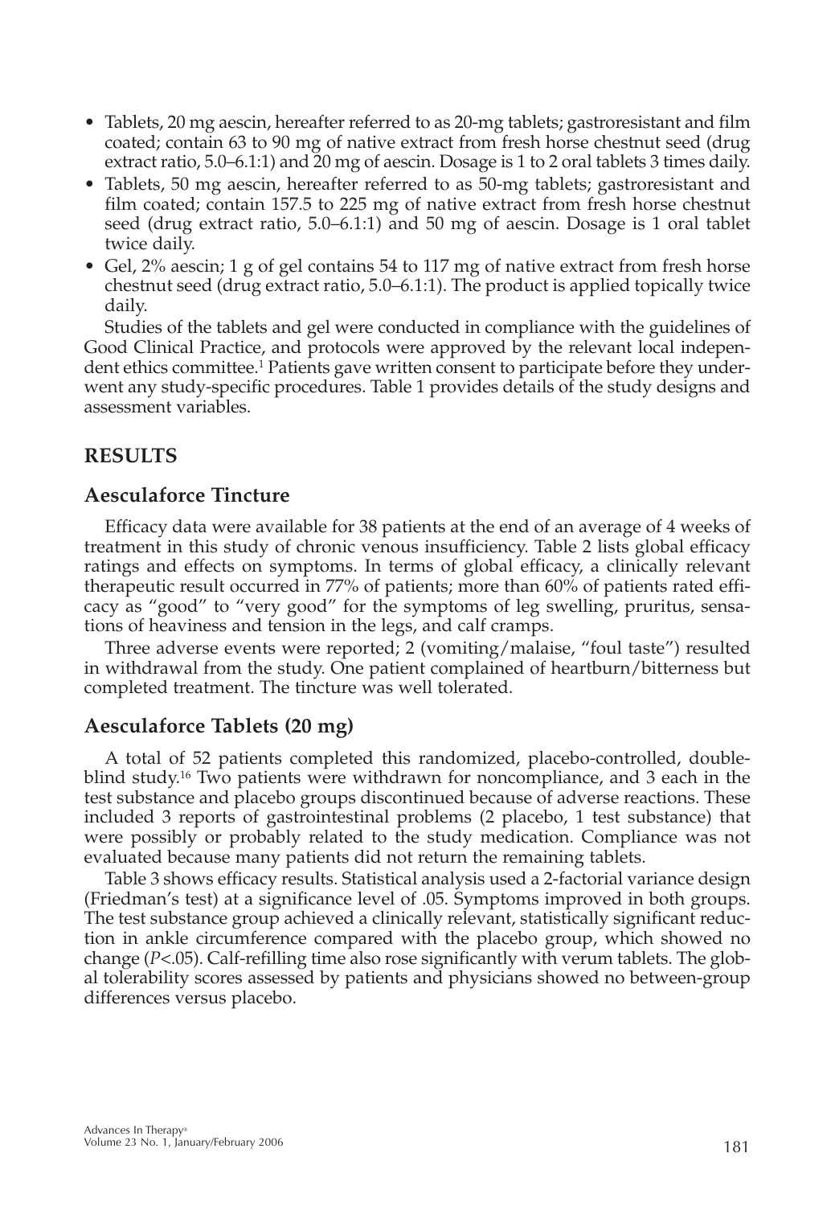- Tablets, 20 mg aescin, hereafter referred to as 20-mg tablets; gastroresistant and film coated; contain 63 to 90 mg of native extract from fresh horse chestnut seed (drug extract ratio, 5.0–6.1:1) and 20 mg of aescin. Dosage is 1 to 2 oral tablets 3 times daily.
- Tablets, 50 mg aescin, hereafter referred to as 50-mg tablets; gastroresistant and film coated; contain 157.5 to 225 mg of native extract from fresh horse chestnut seed (drug extract ratio, 5.0–6.1:1) and 50 mg of aescin. Dosage is 1 oral tablet twice daily.
- Gel, 2% aescin; 1 g of gel contains 54 to 117 mg of native extract from fresh horse chestnut seed (drug extract ratio, 5.0–6.1:1). The product is applied topically twice daily.

Studies of the tablets and gel were conducted in compliance with the guidelines of Good Clinical Practice, and protocols were approved by the relevant local independent ethics committee.[1] Patients gave written consent to participate before they underwent any study-specific procedures. Table 1 provides details of the study designs and assessment variables.

## RESULTS

### Aesculaforce Tincture

Efficacy data were available for 38 patients at the end of an average of 4 weeks of treatment in this study of chronic venous insufficiency. Table 2 lists global efficacy ratings and effects on symptoms. In terms of global efficacy, a clinically relevant therapeutic result occurred in 77% of patients; more than 60% of patients rated efficacy as "good" to "very good" for the symptoms of leg swelling, pruritus, sensations of heaviness and tension in the legs, and calf cramps.

Three adverse events were reported; 2 (vomiting/malaise, "foul taste") resulted in withdrawal from the study. One patient complained of heartburn/bitterness but completed treatment. The tincture was well tolerated.

### Aesculaforce Tablets (20 mg)

A total of 52 patients completed this randomized, placebo-controlled, double-blind study.[16] Two patients were withdrawn for noncompliance, and 3 each in the test substance and placebo groups discontinued because of adverse reactions. These included 3 reports of gastrointestinal problems (2 placebo, 1 test substance) that were possibly or probably related to the study medication. Compliance was not evaluated because many patients did not return the remaining tablets.

Table 3 shows efficacy results. Statistical analysis used a 2-factorial variance design (Friedman's test) at a significance level of .05. Symptoms improved in both groups. The test substance group achieved a clinically relevant, statistically significant reduction in ankle circumference compared with the placebo group, which showed no change ($P<.05$). Calf-refilling time also rose significantly with verum tablets. The global tolerability scores assessed by patients and physicians showed no between-group differences versus placebo.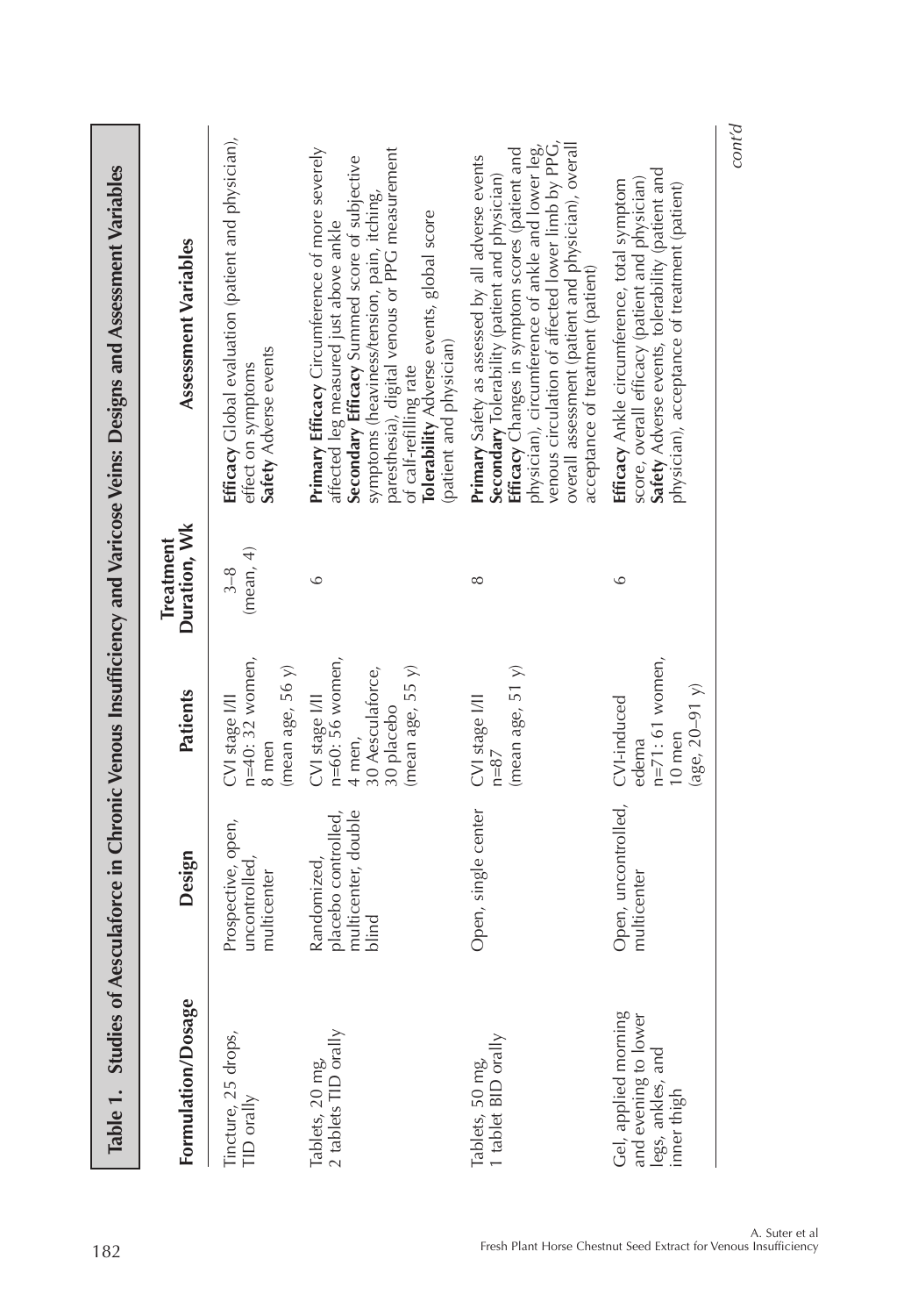**Table 1. Studies of Aesculaforce in Chronic Venous Insufficiency and Varicose Veins: Designs and Assessment Variables**

| Formulation/Dosage | Design | Patients | Treatment Duration, Wk | Assessment Variables |
|---|---|---|---|---|
| Tincture, 25 drops, TID orally | Prospective, open, uncontrolled, multicenter | CVI stage I/II n=40: 32 women, 8 men (mean age, 56 y) | 3–8 (mean, 4) | **Efficacy** Global evaluation (patient and physician), effect on symptoms **Safety** Adverse events |
| Tablets, 20 mg, 2 tablets TID orally | Randomized, placebo controlled, multicenter, double blind | CVI stage I/II n=60: 56 women, 4 men, 30 Aesculaforce, 30 placebo (mean age, 55 y) | 6 | **Primary Efficacy** Circumference of more severely affected leg measured just above ankle **Secondary Efficacy** Summed score of subjective symptoms (heaviness/tension, pain, itching, paresthesia), digital venous or PPG measurement of calf-refilling rate **Tolerability** Adverse events, global score (patient and physician) |
| Tablets, 50 mg, 1 tablet BID orally | Open, single center | CVI stage I/II n=87 (mean age, 51 y) | 8 | **Primary** Safety as assessed by all adverse events **Secondary** Tolerability (patient and physician) **Efficacy** Changes in symptom scores (patient and physician), circumference of ankle and lower leg, venous circulation of affected lower limb by PPG, overall assessment (patient and physician), overall acceptance of treatment (patient) |
| Gel, applied morning and evening to lower legs, ankles, and inner thigh | Open, uncontrolled, multicenter | CVI-induced edema n=71: 61 women, 10 men (age, 20–91 y) | 6 | **Efficacy** Ankle circumference, total symptom score, overall efficacy (patient and physician) **Safety** Adverse events, tolerability (patient and physician), acceptance of treatment (patient) |

*cont'd*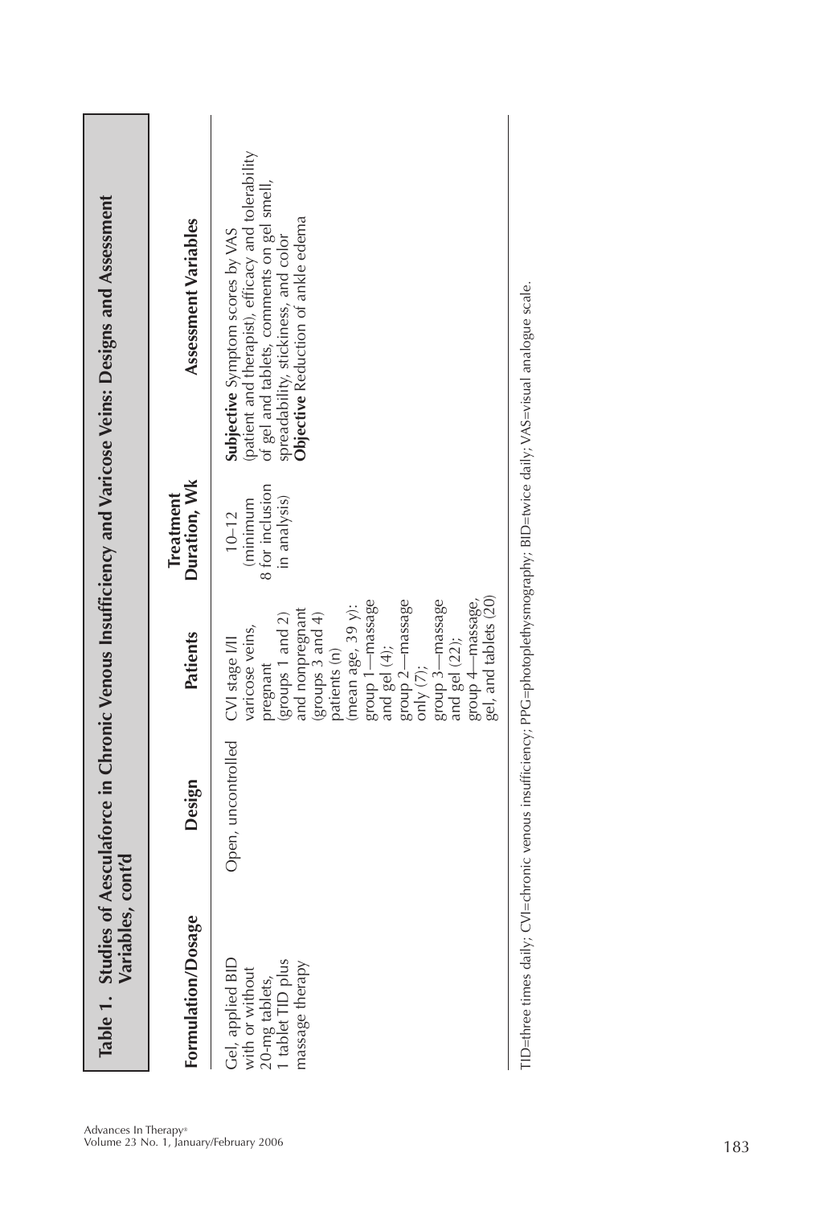**Table 1. Studies of Aesculaforce in Chronic Venous Insufficiency and Varicose Veins: Designs and Assessment Variables, cont'd**

| Formulation/Dosage | Design | Patients | Treatment Duration, Wk | Assessment Variables |
|---|---|---|---|---|
| Gel, applied BID with or without 20-mg tablets, 1 tablet TID plus massage therapy | Open, uncontrolled | CVI stage I/II varicose veins, pregnant (groups 1 and 2) and nonpregnant (groups 3 and 4) patients (n) (mean age, 39 y): group 1—massage and gel (4); group 2—massage only (7); group 3—massage and gel (22); group 4—massage, gel, and tablets (20) | 10–12 (minimum 8 for inclusion in analysis) | **Subjective** Symptom scores by VAS (patient and therapist), efficacy and tolerability of gel and tablets, comments on gel smell, spreadability, stickiness, and color **Objective** Reduction of ankle edema |

TID=three times daily; CVI=chronic venous insufficiency; PPG=photoplethysmography; BID=twice daily; VAS=visual analogue scale.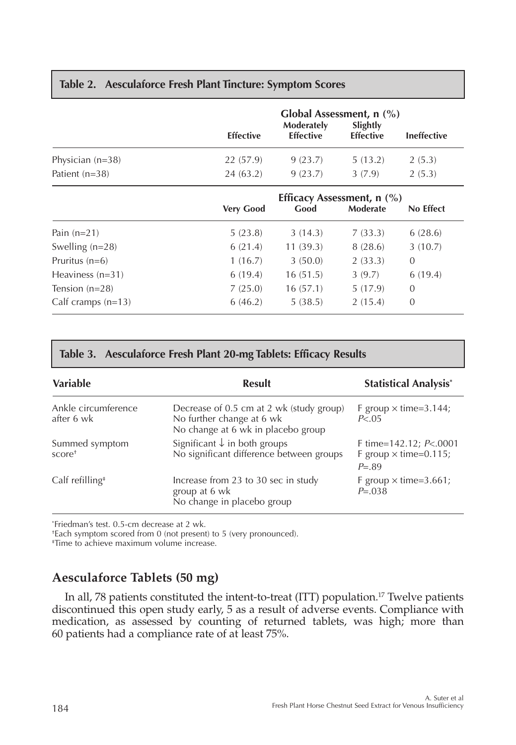**Table 2. Aesculaforce Fresh Plant Tincture: Symptom Scores**

| | Global Assessment, n (%) | | | |
|---|---|---|---|---|
| | Effective | Moderately Effective | Slightly Effective | Ineffective |
| Physician (n=38) | 22 (57.9) | 9 (23.7) | 5 (13.2) | 2 (5.3) |
| Patient (n=38) | 24 (63.2) | 9 (23.7) | 3 (7.9) | 2 (5.3) |
| | **Efficacy Assessment, n (%)** | | | |
| | **Very Good** | **Good** | **Moderate** | **No Effect** |
| Pain (n=21) | 5 (23.8) | 3 (14.3) | 7 (33.3) | 6 (28.6) |
| Swelling (n=28) | 6 (21.4) | 11 (39.3) | 8 (28.6) | 3 (10.7) |
| Pruritus (n=6) | 1 (16.7) | 3 (50.0) | 2 (33.3) | 0 |
| Heaviness (n=31) | 6 (19.4) | 16 (51.5) | 3 (9.7) | 6 (19.4) |
| Tension (n=28) | 7 (25.0) | 16 (57.1) | 5 (17.9) | 0 |
| Calf cramps (n=13) | 6 (46.2) | 5 (38.5) | 2 (15.4) | 0 |

**Table 3. Aesculaforce Fresh Plant 20-mg Tablets: Efficacy Results**

| Variable | Result | Statistical Analysis* |
|---|---|---|
| Ankle circumference after 6 wk | Decrease of 0.5 cm at 2 wk (study group) No further change at 6 wk No change at 6 wk in placebo group | F group × time=3.144; $P<.05$ |
| Summed symptom score† | Significant ↓ in both groups No significant difference between groups | F time=142.12; $P<.0001$ F group × time=0.115; $P=.89$ |
| Calf refilling‡ | Increase from 23 to 30 sec in study group at 6 wk No change in placebo group | F group × time=3.661; $P=.038$ |

*Friedman's test. 0.5-cm decrease at 2 wk.
†Each symptom scored from 0 (not present) to 5 (very pronounced).
‡Time to achieve maximum volume increase.

## Aesculaforce Tablets (50 mg)

In all, 78 patients constituted the intent-to-treat (ITT) population.[17] Twelve patients discontinued this open study early, 5 as a result of adverse events. Compliance with medication, as assessed by counting of returned tablets, was high; more than 60 patients had a compliance rate of at least 75%.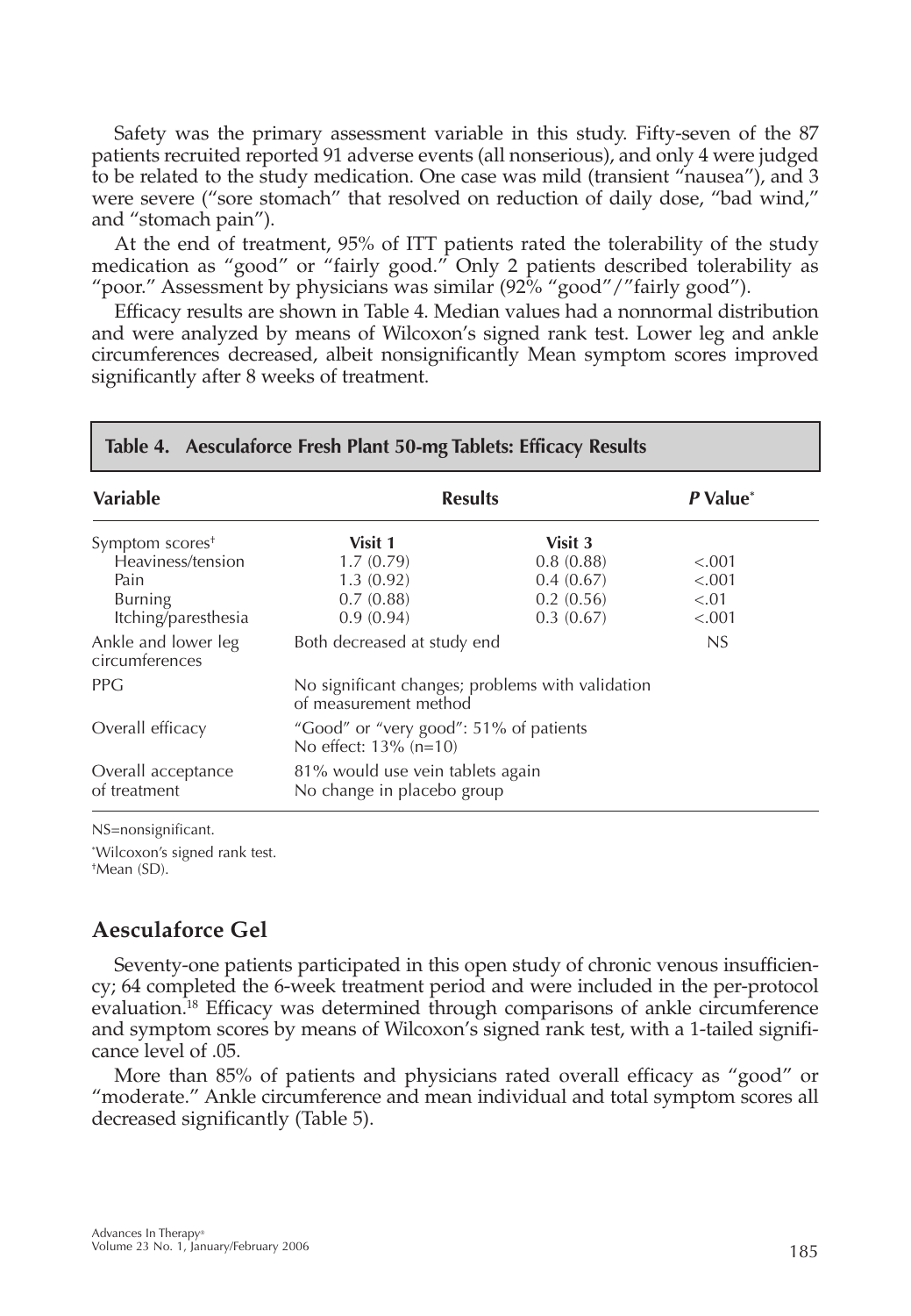Safety was the primary assessment variable in this study. Fifty-seven of the 87 patients recruited reported 91 adverse events (all nonserious), and only 4 were judged to be related to the study medication. One case was mild (transient "nausea"), and 3 were severe ("sore stomach" that resolved on reduction of daily dose, "bad wind," and "stomach pain").

At the end of treatment, 95% of ITT patients rated the tolerability of the study medication as "good" or "fairly good." Only 2 patients described tolerability as "poor." Assessment by physicians was similar (92% "good"/"fairly good").

Efficacy results are shown in Table 4. Median values had a nonnormal distribution and were analyzed by means of Wilcoxon's signed rank test. Lower leg and ankle circumferences decreased, albeit nonsignificantly Mean symptom scores improved significantly after 8 weeks of treatment.

**Table 4. Aesculaforce Fresh Plant 50-mg Tablets: Efficacy Results**

| Variable | Results | | *P* Value* |
|---|---|---|---|
| Symptom scores[†] | **Visit 1** | **Visit 3** | |
| Heaviness/tension | 1.7 (0.79) | 0.8 (0.88) | <.001 |
| Pain | 1.3 (0.92) | 0.4 (0.67) | <.001 |
| Burning | 0.7 (0.88) | 0.2 (0.56) | <.01 |
| Itching/paresthesia | 0.9 (0.94) | 0.3 (0.67) | <.001 |
| Ankle and lower leg circumferences | Both decreased at study end | | NS |
| PPG | No significant changes; problems with validation of measurement method | | |
| Overall efficacy | "Good" or "very good": 51% of patients<br>No effect: 13% (n=10) | | |
| Overall acceptance of treatment | 81% would use vein tablets again<br>No change in placebo group | | |

NS=nonsignificant.

*Wilcoxon's signed rank test.

[†]Mean (SD).

## Aesculaforce Gel

Seventy-one patients participated in this open study of chronic venous insufficiency; 64 completed the 6-week treatment period and were included in the per-protocol evaluation.[18] Efficacy was determined through comparisons of ankle circumference and symptom scores by means of Wilcoxon's signed rank test, with a 1-tailed significance level of .05.

More than 85% of patients and physicians rated overall efficacy as "good" or "moderate." Ankle circumference and mean individual and total symptom scores all decreased significantly (Table 5).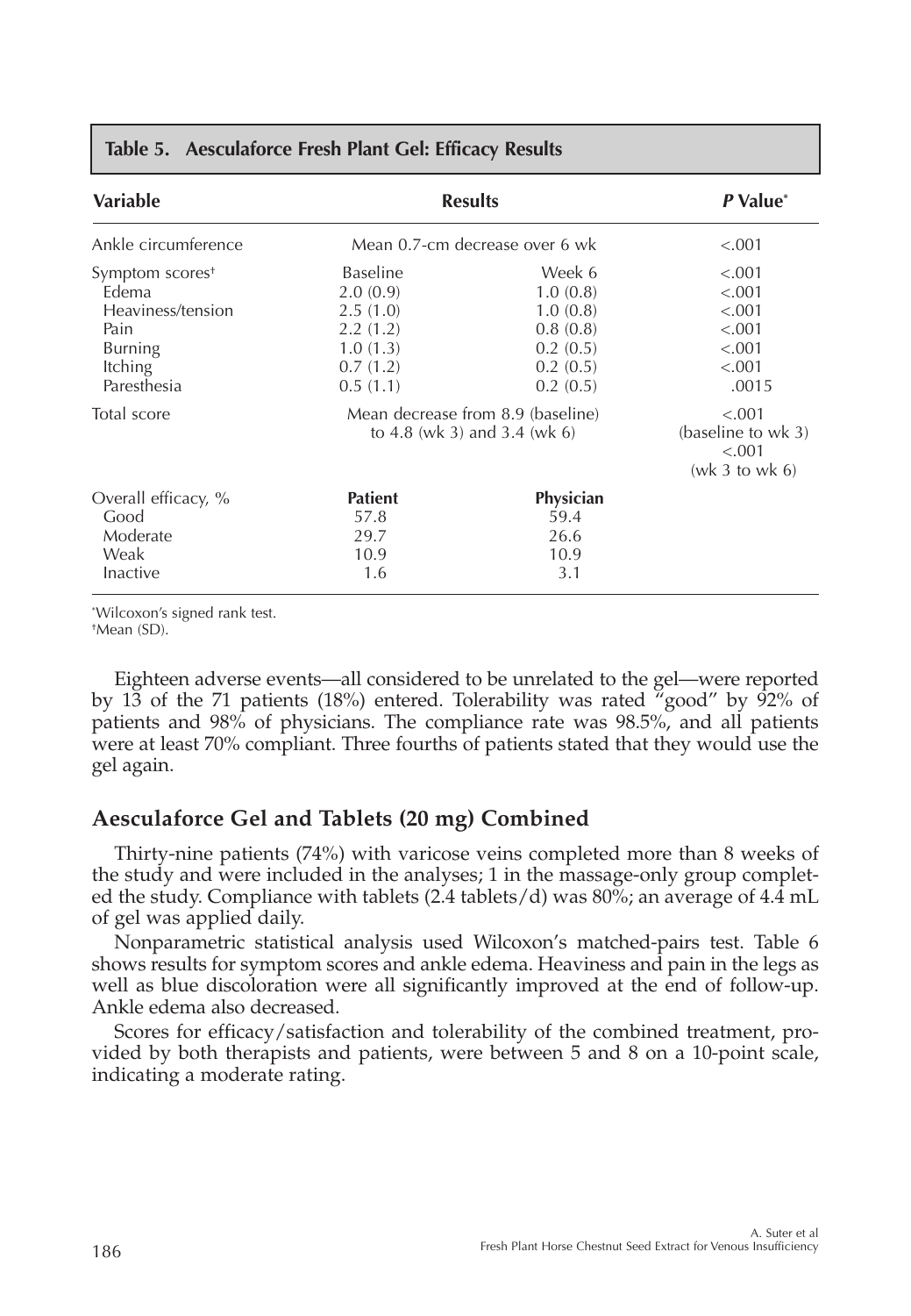**Table 5. Aesculaforce Fresh Plant Gel: Efficacy Results**

| Variable | Results | | *P* Value* |
|---|---|---|---|
| Ankle circumference | Mean 0.7-cm decrease over 6 wk | | <.001 |
| Symptom scores† | Baseline | Week 6 | <.001 |
| Edema | 2.0 (0.9) | 1.0 (0.8) | <.001 |
| Heaviness/tension | 2.5 (1.0) | 1.0 (0.8) | <.001 |
| Pain | 2.2 (1.2) | 0.8 (0.8) | <.001 |
| Burning | 1.0 (1.3) | 0.2 (0.5) | <.001 |
| Itching | 0.7 (1.2) | 0.2 (0.5) | <.001 |
| Paresthesia | 0.5 (1.1) | 0.2 (0.5) | .0015 |
| Total score | Mean decrease from 8.9 (baseline) to 4.8 (wk 3) and 3.4 (wk 6) | | <.001 (baseline to wk 3) <.001 (wk 3 to wk 6) |
| Overall efficacy, % | **Patient** | **Physician** | |
| Good | 57.8 | 59.4 | |
| Moderate | 29.7 | 26.6 | |
| Weak | 10.9 | 10.9 | |
| Inactive | 1.6 | 3.1 | |

*Wilcoxon's signed rank test.
†Mean (SD).

Eighteen adverse events—all considered to be unrelated to the gel—were reported by 13 of the 71 patients (18%) entered. Tolerability was rated "good" by 92% of patients and 98% of physicians. The compliance rate was 98.5%, and all patients were at least 70% compliant. Three fourths of patients stated that they would use the gel again.

## Aesculaforce Gel and Tablets (20 mg) Combined

Thirty-nine patients (74%) with varicose veins completed more than 8 weeks of the study and were included in the analyses; 1 in the massage-only group completed the study. Compliance with tablets (2.4 tablets/d) was 80%; an average of 4.4 mL of gel was applied daily.

Nonparametric statistical analysis used Wilcoxon's matched-pairs test. Table 6 shows results for symptom scores and ankle edema. Heaviness and pain in the legs as well as blue discoloration were all significantly improved at the end of follow-up. Ankle edema also decreased.

Scores for efficacy/satisfaction and tolerability of the combined treatment, provided by both therapists and patients, were between 5 and 8 on a 10-point scale, indicating a moderate rating.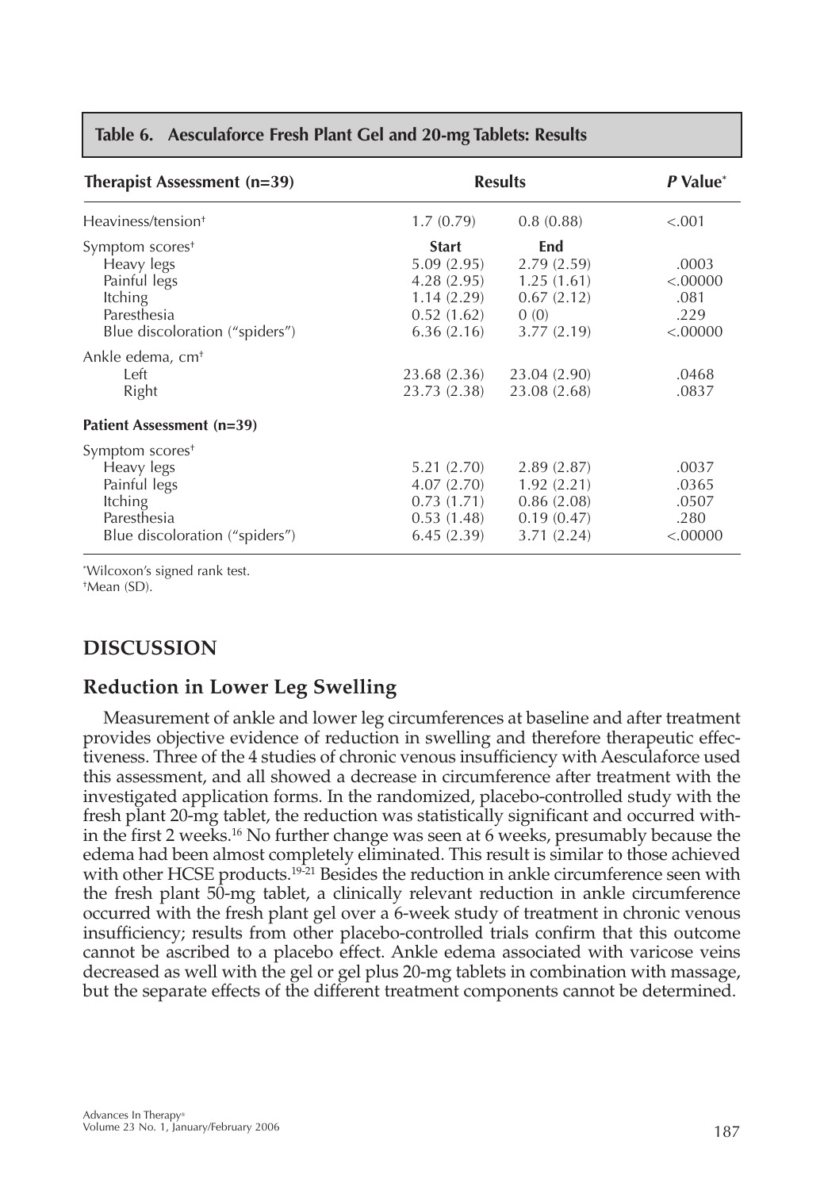**Table 6. Aesculaforce Fresh Plant Gel and 20-mg Tablets: Results**

| Therapist Assessment (n=39) | Results | | *P* Value* |
|---|---|---|---|
| Heaviness/tension† | 1.7 (0.79) | 0.8 (0.88) | <.001 |
| Symptom scores† | **Start** | **End** | |
| Heavy legs | 5.09 (2.95) | 2.79 (2.59) | .0003 |
| Painful legs | 4.28 (2.95) | 1.25 (1.61) | <.00000 |
| Itching | 1.14 (2.29) | 0.67 (2.12) | .081 |
| Paresthesia | 0.52 (1.62) | 0 (0) | .229 |
| Blue discoloration ("spiders") | 6.36 (2.16) | 3.77 (2.19) | <.00000 |
| Ankle edema, cm† | | | |
| Left | 23.68 (2.36) | 23.04 (2.90) | .0468 |
| Right | 23.73 (2.38) | 23.08 (2.68) | .0837 |
| **Patient Assessment (n=39)** | | | |
| Symptom scores† | | | |
| Heavy legs | 5.21 (2.70) | 2.89 (2.87) | .0037 |
| Painful legs | 4.07 (2.70) | 1.92 (2.21) | .0365 |
| Itching | 0.73 (1.71) | 0.86 (2.08) | .0507 |
| Paresthesia | 0.53 (1.48) | 0.19 (0.47) | .280 |
| Blue discoloration ("spiders") | 6.45 (2.39) | 3.71 (2.24) | <.00000 |

*Wilcoxon's signed rank test.
†Mean (SD).

## DISCUSSION

### Reduction in Lower Leg Swelling

Measurement of ankle and lower leg circumferences at baseline and after treatment provides objective evidence of reduction in swelling and therefore therapeutic effectiveness. Three of the 4 studies of chronic venous insufficiency with Aesculaforce used this assessment, and all showed a decrease in circumference after treatment with the investigated application forms. In the randomized, placebo-controlled study with the fresh plant 20-mg tablet, the reduction was statistically significant and occurred within the first 2 weeks.[16] No further change was seen at 6 weeks, presumably because the edema had been almost completely eliminated. This result is similar to those achieved with other HCSE products.[19-21] Besides the reduction in ankle circumference seen with the fresh plant 50-mg tablet, a clinically relevant reduction in ankle circumference occurred with the fresh plant gel over a 6-week study of treatment in chronic venous insufficiency; results from other placebo-controlled trials confirm that this outcome cannot be ascribed to a placebo effect. Ankle edema associated with varicose veins decreased as well with the gel or gel plus 20-mg tablets in combination with massage, but the separate effects of the different treatment components cannot be determined.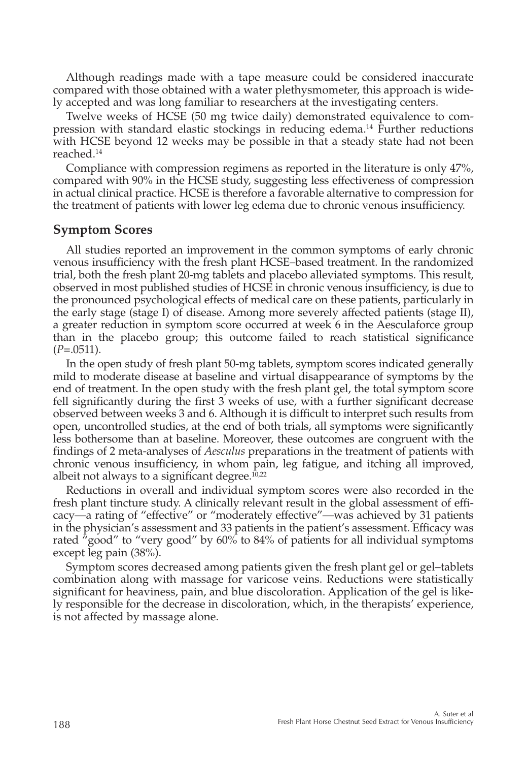Although readings made with a tape measure could be considered inaccurate compared with those obtained with a water plethysmometer, this approach is widely accepted and was long familiar to researchers at the investigating centers.

Twelve weeks of HCSE (50 mg twice daily) demonstrated equivalence to compression with standard elastic stockings in reducing edema.[14] Further reductions with HCSE beyond 12 weeks may be possible in that a steady state had not been reached.[14]

Compliance with compression regimens as reported in the literature is only 47%, compared with 90% in the HCSE study, suggesting less effectiveness of compression in actual clinical practice. HCSE is therefore a favorable alternative to compression for the treatment of patients with lower leg edema due to chronic venous insufficiency.

## Symptom Scores

All studies reported an improvement in the common symptoms of early chronic venous insufficiency with the fresh plant HCSE–based treatment. In the randomized trial, both the fresh plant 20-mg tablets and placebo alleviated symptoms. This result, observed in most published studies of HCSE in chronic venous insufficiency, is due to the pronounced psychological effects of medical care on these patients, particularly in the early stage (stage I) of disease. Among more severely affected patients (stage II), a greater reduction in symptom score occurred at week 6 in the Aesculaforce group than in the placebo group; this outcome failed to reach statistical significance ($P$=.0511).

In the open study of fresh plant 50-mg tablets, symptom scores indicated generally mild to moderate disease at baseline and virtual disappearance of symptoms by the end of treatment. In the open study with the fresh plant gel, the total symptom score fell significantly during the first 3 weeks of use, with a further significant decrease observed between weeks 3 and 6. Although it is difficult to interpret such results from open, uncontrolled studies, at the end of both trials, all symptoms were significantly less bothersome than at baseline. Moreover, these outcomes are congruent with the findings of 2 meta-analyses of *Aesculus* preparations in the treatment of patients with chronic venous insufficiency, in whom pain, leg fatigue, and itching all improved, albeit not always to a significant degree.[10,22]

Reductions in overall and individual symptom scores were also recorded in the fresh plant tincture study. A clinically relevant result in the global assessment of efficacy—a rating of "effective" or "moderately effective"—was achieved by 31 patients in the physician's assessment and 33 patients in the patient's assessment. Efficacy was rated "good" to "very good" by 60% to 84% of patients for all individual symptoms except leg pain (38%).

Symptom scores decreased among patients given the fresh plant gel or gel–tablets combination along with massage for varicose veins. Reductions were statistically significant for heaviness, pain, and blue discoloration. Application of the gel is likely responsible for the decrease in discoloration, which, in the therapists' experience, is not affected by massage alone.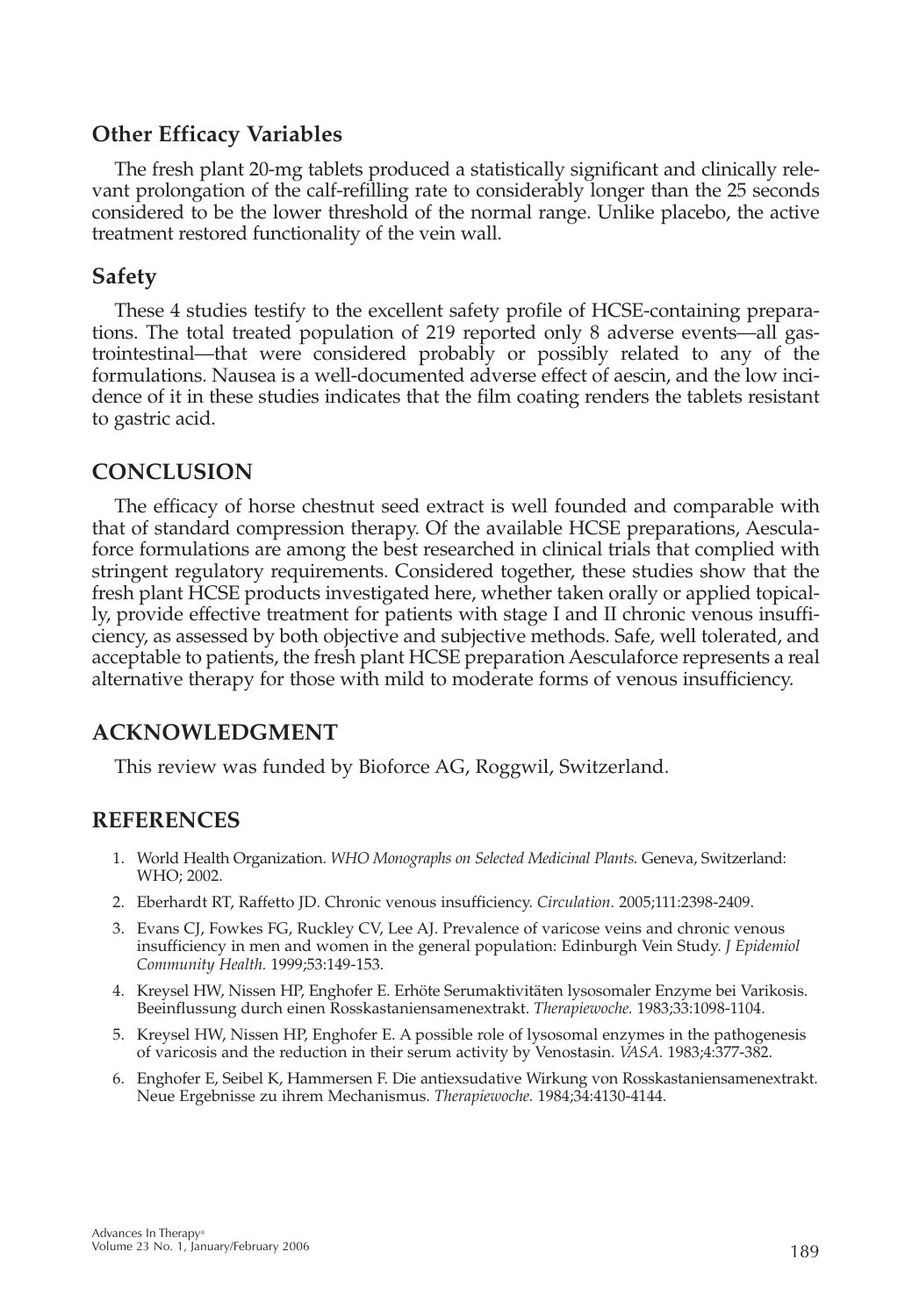## Other Efficacy Variables

The fresh plant 20-mg tablets produced a statistically significant and clinically relevant prolongation of the calf-refilling rate to considerably longer than the 25 seconds considered to be the lower threshold of the normal range. Unlike placebo, the active treatment restored functionality of the vein wall.

## Safety

These 4 studies testify to the excellent safety profile of HCSE-containing preparations. The total treated population of 219 reported only 8 adverse events—all gastrointestinal—that were considered probably or possibly related to any of the formulations. Nausea is a well-documented adverse effect of aescin, and the low incidence of it in these studies indicates that the film coating renders the tablets resistant to gastric acid.

# CONCLUSION

The efficacy of horse chestnut seed extract is well founded and comparable with that of standard compression therapy. Of the available HCSE preparations, Aesculaforce formulations are among the best researched in clinical trials that complied with stringent regulatory requirements. Considered together, these studies show that the fresh plant HCSE products investigated here, whether taken orally or applied topically, provide effective treatment for patients with stage I and II chronic venous insufficiency, as assessed by both objective and subjective methods. Safe, well tolerated, and acceptable to patients, the fresh plant HCSE preparation Aesculaforce represents a real alternative therapy for those with mild to moderate forms of venous insufficiency.

# ACKNOWLEDGMENT

This review was funded by Bioforce AG, Roggwil, Switzerland.

# REFERENCES

1. World Health Organization. *WHO Monographs on Selected Medicinal Plants.* Geneva, Switzerland: WHO; 2002.
2. Eberhardt RT, Raffetto JD. Chronic venous insufficiency. *Circulation.* 2005;111:2398-2409.
3. Evans CJ, Fowkes FG, Ruckley CV, Lee AJ. Prevalence of varicose veins and chronic venous insufficiency in men and women in the general population: Edinburgh Vein Study. *J Epidemiol Community Health.* 1999;53:149-153.
4. Kreysel HW, Nissen HP, Enghofer E. Erhöte Serumaktivitäten lysosomaler Enzyme bei Varikosis. Beeinflussung durch einen Rosskastaniensamenextrakt. *Therapiewoche.* 1983;33:1098-1104.
5. Kreysel HW, Nissen HP, Enghofer E. A possible role of lysosomal enzymes in the pathogenesis of varicosis and the reduction in their serum activity by Venostasin. *VASA.* 1983;4:377-382.
6. Enghofer E, Seibel K, Hammersen F. Die antiexsudative Wirkung von Rosskastaniensamenextrakt. Neue Ergebnisse zu ihrem Mechanismus. *Therapiewoche.* 1984;34:4130-4144.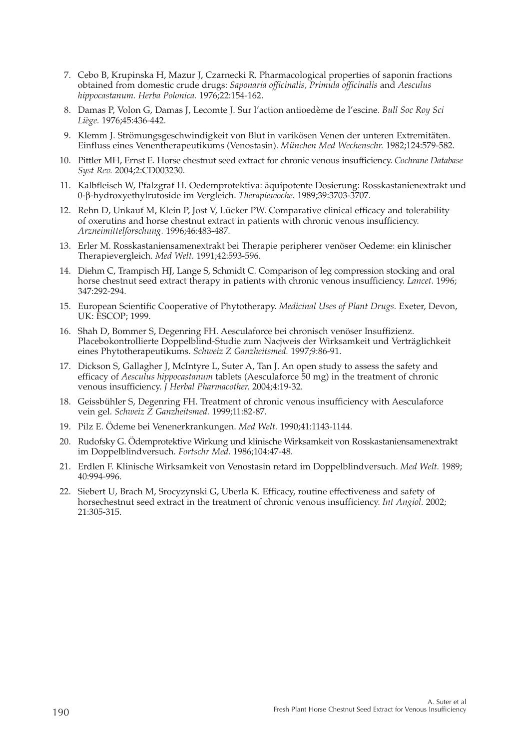7. Cebo B, Krupinska H, Mazur J, Czarnecki R. Pharmacological properties of saponin fractions obtained from domestic crude drugs: *Saponaria officinalis, Primula officinalis* and *Aesculus hippocastanum. Herba Polonica.* 1976;22:154-162.
8. Damas P, Volon G, Damas J, Lecomte J. Sur l'action antioedème de l'escine. *Bull Soc Roy Sci Liège.* 1976;45:436-442.
9. Klemm J. Strömungsgeschwindigkeit von Blut in varikösen Venen der unteren Extremitäten. Einfluss eines Venentherapeutikums (Venostasin). *München Med Wechenschr.* 1982;124:579-582.
10. Pittler MH, Ernst E. Horse chestnut seed extract for chronic venous insufficiency. *Cochrane Database Syst Rev.* 2004;2:CD003230.
11. Kalbfleisch W, Pfalzgraf H. Oedemprotektiva: äquipotente Dosierung: Rosskastanienextrakt und 0-β-hydroxyethylrutoside im Vergleich. *Therapiewoche.* 1989;39:3703-3707.
12. Rehn D, Unkauf M, Klein P, Jost V, Lücker PW. Comparative clinical efficacy and tolerability of oxerutins and horse chestnut extract in patients with chronic venous insufficiency. *Arzneimittelforschung.* 1996;46:483-487.
13. Erler M. Rosskastaniensamenextrakt bei Therapie peripherer venöser Oedeme: ein klinischer Therapievergleich. *Med Welt.* 1991;42:593-596.
14. Diehm C, Trampisch HJ, Lange S, Schmidt C. Comparison of leg compression stocking and oral horse chestnut seed extract therapy in patients with chronic venous insufficiency. *Lancet.* 1996; 347:292-294.
15. European Scientific Cooperative of Phytotherapy. *Medicinal Uses of Plant Drugs.* Exeter, Devon, UK: ESCOP; 1999.
16. Shah D, Bommer S, Degenring FH. Aesculaforce bei chronisch venöser Insuffizienz. Placebokontrollierte Doppelblind-Studie zum Nacjweis der Wirksamkeit und Verträglichkeit eines Phytotherapeutikums. *Schweiz Z Ganzheitsmed.* 1997;9:86-91.
17. Dickson S, Gallagher J, McIntyre L, Suter A, Tan J. An open study to assess the safety and efficacy of *Aesculus hippocastanum* tablets (Aesculaforce 50 mg) in the treatment of chronic venous insufficiency. *J Herbal Pharmacother.* 2004;4:19-32.
18. Geissbühler S, Degenring FH. Treatment of chronic venous insufficiency with Aesculaforce vein gel. *Schweiz Z Ganzheitsmed.* 1999;11:82-87.
19. Pilz E. Ödeme bei Venenerkrankungen. *Med Welt.* 1990;41:1143-1144.
20. Rudofsky G. Ödemprotektive Wirkung und klinische Wirksamkeit von Rosskastaniensamenextrakt im Doppelblindversuch. *Fortschr Med.* 1986;104:47-48.
21. Erdlen F. Klinische Wirksamkeit von Venostasin retard im Doppelblindversuch. *Med Welt.* 1989; 40:994-996.
22. Siebert U, Brach M, Srocyzynski G, Uberla K. Efficacy, routine effectiveness and safety of horsechestnut seed extract in the treatment of chronic venous insufficiency. *Int Angiol.* 2002; 21:305-315.